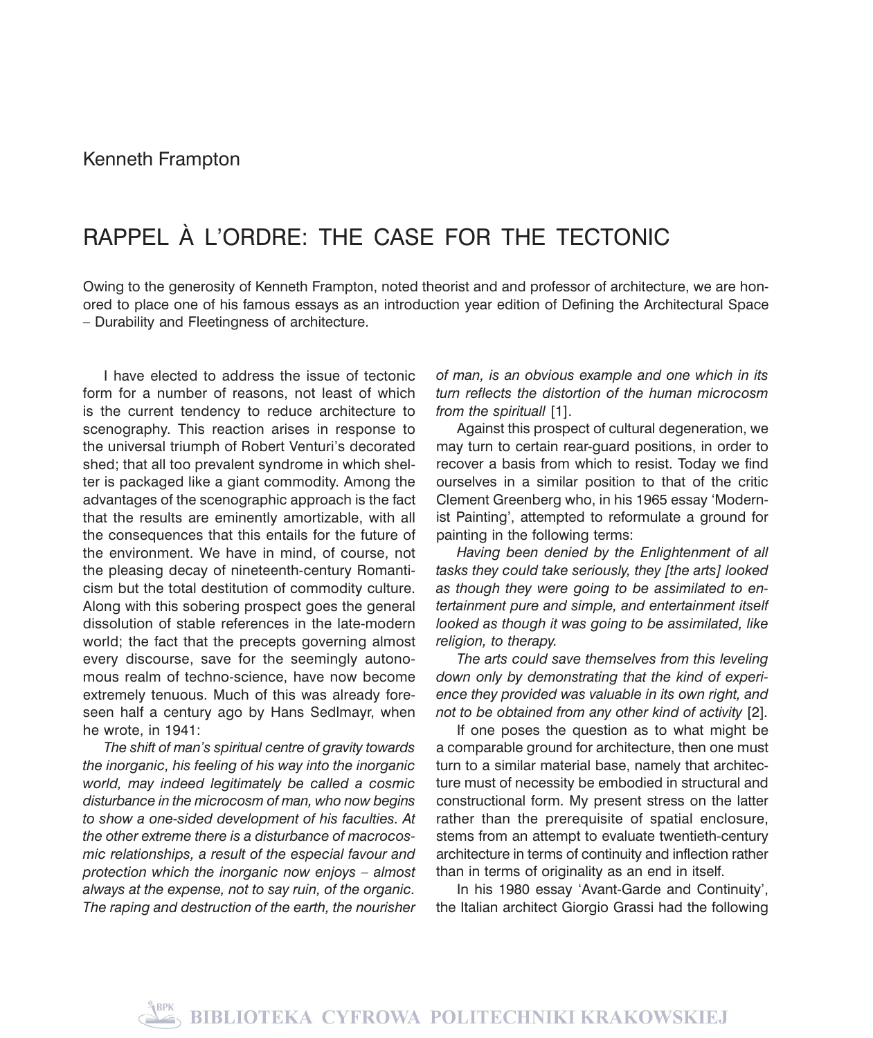Kenneth Frampton

# RAPPEL À L'ORDRE: THE CASE FOR THE TECTONIC

Owing to the generosity of Kenneth Frampton, noted theorist and and professor of architecture, we are honored to place one of his famous essays as an introduction year edition of Defining the Architectural Space – Durability and Fleetingness of architecture.

I have elected to address the issue of tectonic form for a number of reasons, not least of which is the current tendency to reduce architecture to scenography. This reaction arises in response to the universal triumph of Robert Venturi's decorated shed; that all too prevalent syndrome in which shelter is packaged like a giant commodity. Among the advantages of the scenographic approach is the fact that the results are eminently amortizable, with all the consequences that this entails for the future of the environment. We have in mind, of course, not the pleasing decay of nineteenth-century Romanticism but the total destitution of commodity culture. Along with this sobering prospect goes the general dissolution of stable references in the late-modern world; the fact that the precepts governing almost every discourse, save for the seemingly autonomous realm of techno-science, have now become extremely tenuous. Much of this was already foreseen half a century ago by Hans Sedlmayr, when he wrote, in 1941:

*The shift of man's spiritual centre of gravity towards the inorganic, his feeling of his way into the inorganic world, may indeed legitimately be called a cosmic disturbance in the microcosm of man, who now begins to show a one-sided development of his faculties. At the other extreme there is a disturbance of macrocosmic relationships, a result of the especial favour and protection which the inorganic now enjoys – almost always at the expense, not to say ruin, of the organic. The raping and destruction of the earth, the nourisher of man, is an obvious example and one which in its turn reflects the distortion of the human microcosm from the spirituall* [1].

Against this prospect of cultural degeneration, we may turn to certain rear-guard positions, in order to recover a basis from which to resist. Today we find ourselves in a similar position to that of the critic Clement Greenberg who, in his 1965 essay 'Modernist Painting', attempted to reformulate a ground for painting in the following terms:

*Having been denied by the Enlightenment of all tasks they could take seriously, they [the arts] looked as though they were going to be assimilated to entertainment pure and simple, and entertainment itself looked as though it was going to be assimilated, like religion, to therapy.*

*The arts could save themselves from this leveling down only by demonstrating that the kind of experience they provided was valuable in its own right, and not to be obtained from any other kind of activity* [2].

If one poses the question as to what might be a comparable ground for architecture, then one must turn to a similar material base, namely that architecture must of necessity be embodied in structural and constructional form. My present stress on the latter rather than the prerequisite of spatial enclosure, stems from an attempt to evaluate twentieth-century architecture in terms of continuity and inflection rather than in terms of originality as an end in itself.

In his 1980 essay 'Avant-Garde and Continuity', the Italian architect Giorgio Grassi had the following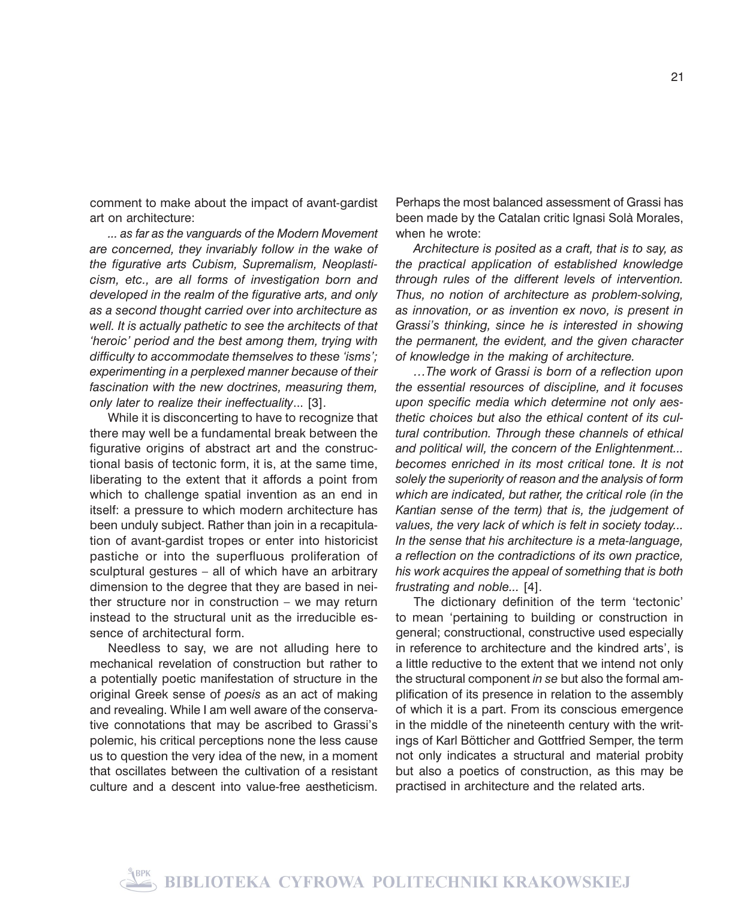comment to make about the impact of avant-gardist art on architecture:

*... as far as the vanguards of the Modern Movement are concerned, they invariably follow in the wake of the figurative arts Cubism, Supremalism, Neoplasticism, etc., are all forms of investigation born and developed in the realm of the figurative arts, and only as a second thought carried over into architecture as well. It is actually pathetic to see the architects of that 'heroic' period and the best among them, trying with difficulty to accommodate themselves to these 'isms'; experimenting in a perplexed manner because of their fascination with the new doctrines, measuring them, only later to realize their ineffectuality*... [3].

While it is disconcerting to have to recognize that there may well be a fundamental break between the figurative origins of abstract art and the constructional basis of tectonic form, it is, at the same time, liberating to the extent that it affords a point from which to challenge spatial invention as an end in itself: a pressure to which modern architecture has been unduly subject. Rather than join in a recapitulation of avant-gardist tropes or enter into historicist pastiche or into the superfluous proliferation of sculptural gestures – all of which have an arbitrary dimension to the degree that they are based in neither structure nor in construction – we may return instead to the structural unit as the irreducible essence of architectural form.

Needless to say, we are not alluding here to mechanical revelation of construction but rather to a potentially poetic manifestation of structure in the original Greek sense of *poesis* as an act of making and revealing. While I am well aware of the conservative connotations that may be ascribed to Grassi's polemic, his critical perceptions none the less cause us to question the very idea of the new, in a moment that oscillates between the cultivation of a resistant culture and a descent into value-free aestheticism. Perhaps the most balanced assessment of Grassi has been made by the Catalan critic Ignasi Solà Morales, when he wrote:

*Architecture is posited as a craft, that is to say, as the practical application of established knowledge through rules of the different levels of intervention. Thus, no notion of architecture as problem-solving, as innovation, or as invention ex novo, is present in Grassi's thinking, since he is interested in showing the permanent, the evident, and the given character of knowledge in the making of architecture.*

*…The work of Grassi is born of a reflection upon the essential resources of discipline, and it focuses upon specific media which determine not only aesthetic choices but also the ethical content of its cultural contribution. Through these channels of ethical and political will, the concern of the Enlightenment... becomes enriched in its most critical tone. It is not solely the superiority of reason and the analysis of form which are indicated, but rather, the critical role (in the Kantian sense of the term) that is, the judgement of values, the very lack of which is felt in society today... In the sense that his architecture is a meta-language, a reflection on the contradictions of its own practice, his work acquires the appeal of something that is both frustrating and noble...* [4].

The dictionary definition of the term 'tectonic' to mean 'pertaining to building or construction in general; constructional, constructive used especially in reference to architecture and the kindred arts', is a little reductive to the extent that we intend not only the structural component *in se* but also the formal amplification of its presence in relation to the assembly of which it is a part. From its conscious emergence in the middle of the nineteenth century with the writings of Karl Bötticher and Gottfried Semper, the term not only indicates a structural and material probity but also a poetics of construction, as this may be practised in architecture and the related arts.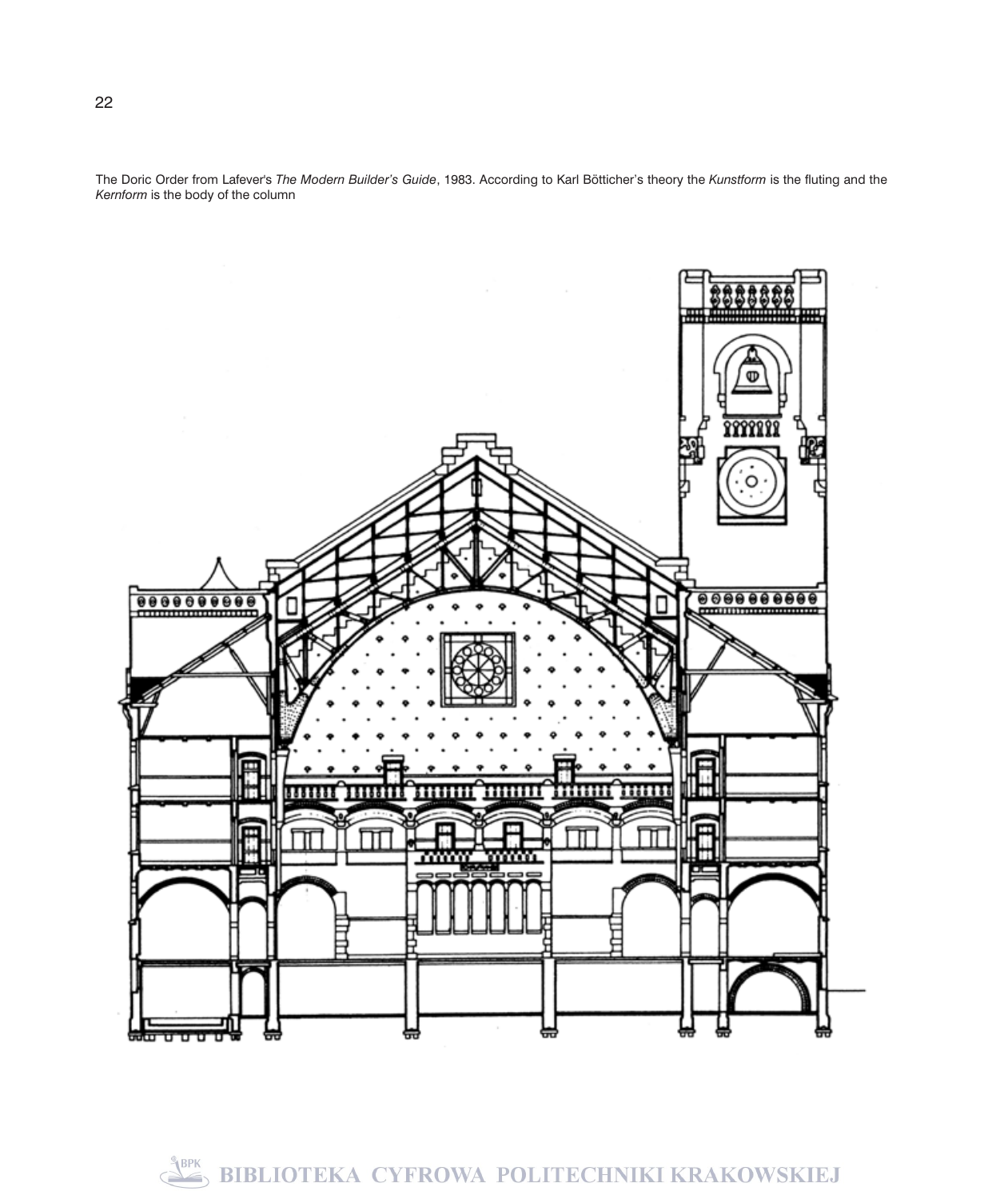The Doric Order from Lafever's *The Modern Builder's Guide*, 1983. According to Karl Bötticher's theory the *Kunstform* is the fluting and the *Kernform* is the body of the column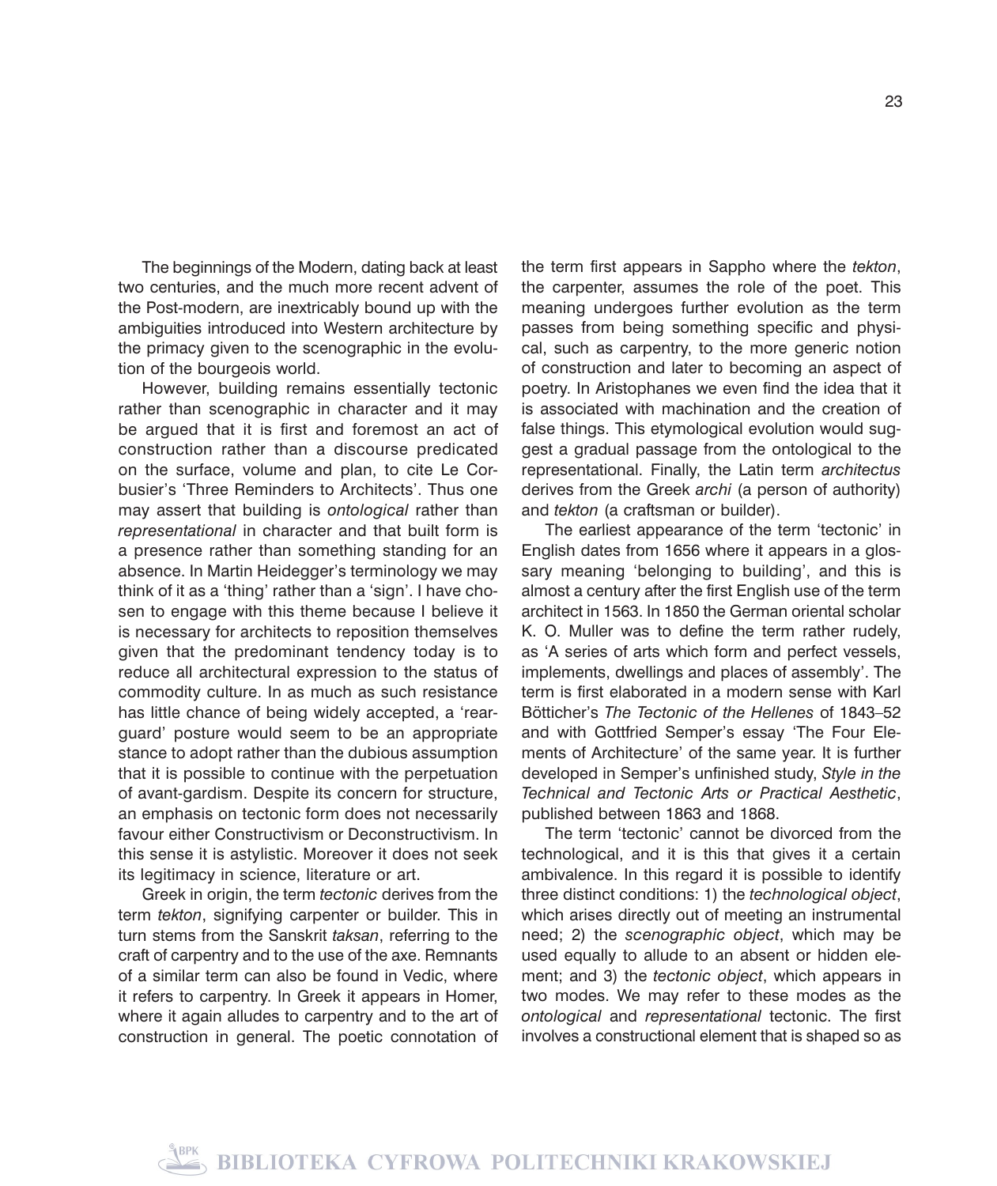The beginnings of the Modern, dating back at least two centuries, and the much more recent advent of the Post-modern, are inextricably bound up with the ambiguities introduced into Western architecture by the primacy given to the scenographic in the evolution of the bourgeois world.

However, building remains essentially tectonic rather than scenographic in character and it may be argued that it is first and foremost an act of construction rather than a discourse predicated on the surface, volume and plan, to cite Le Corbusier's 'Three Reminders to Architects'. Thus one may assert that building is *ontological* rather than *representational* in character and that built form is a presence rather than something standing for an absence. In Martin Heidegger's terminology we may think of it as a 'thing' rather than a 'sign'. I have chosen to engage with this theme because I believe it is necessary for architects to reposition themselves given that the predominant tendency today is to reduce all architectural expression to the status of commodity culture. In as much as such resistance has little chance of being widely accepted, a 'rear-guard' posture would seem to be an appropriate stance to adopt rather than the dubious assumption that it is possible to continue with the perpetuation of avant-gardism. Despite its concern for structure, an emphasis on tectonic form does not necessarily favour either Constructivism or Deconstructivism. In this sense it is astylistic. Moreover it does not seek its legitimacy in science, literature or art.

Greek in origin, the term *tectonic* derives from the term *tekton*, signifying carpenter or builder. This in turn stems from the Sanskrit *taksan*, referring to the craft of carpentry and to the use of the axe. Remnants of a similar term can also be found in Vedic, where it refers to carpentry. In Greek it appears in Homer, where it again alludes to carpentry and to the art of construction in general. The poetic connotation of the term first appears in Sappho where the *tekton*, the carpenter, assumes the role of the poet. This meaning undergoes further evolution as the term passes from being something specific and physical, such as carpentry, to the more generic notion of construction and later to becoming an aspect of poetry. In Aristophanes we even find the idea that it is associated with machination and the creation of false things. This etymological evolution would suggest a gradual passage from the ontological to the representational. Finally, the Latin term *architectus* derives from the Greek *archi* (a person of authority) and *tekton* (a craftsman or builder).

The earliest appearance of the term 'tectonic' in English dates from 1656 where it appears in a glossary meaning 'belonging to building', and this is almost a century after the first English use of the term architect in 1563. In 1850 the German oriental scholar K. O. Muller was to define the term rather rudely, as 'A series of arts which form and perfect vessels, implements, dwellings and places of assembly'. The term is first elaborated in a modern sense with Karl Bötticher's *The Tectonic of the Hellenes* of 1843–52 and with Gottfried Semper's essay 'The Four Elements of Architecture' of the same year. It is further developed in Semper's unfinished study, *Style in the Technical and Tectonic Arts or Practical Aesthetic*, published between 1863 and 1868.

The term 'tectonic' cannot be divorced from the technological, and it is this that gives it a certain ambivalence. In this regard it is possible to identify three distinct conditions: 1) the *technological object*, which arises directly out of meeting an instrumental need; 2) the *scenographic object*, which may be used equally to allude to an absent or hidden element; and 3) the *tectonic object*, which appears in two modes. We may refer to these modes as the *ontological* and *representational* tectonic. The first involves a constructional element that is shaped so as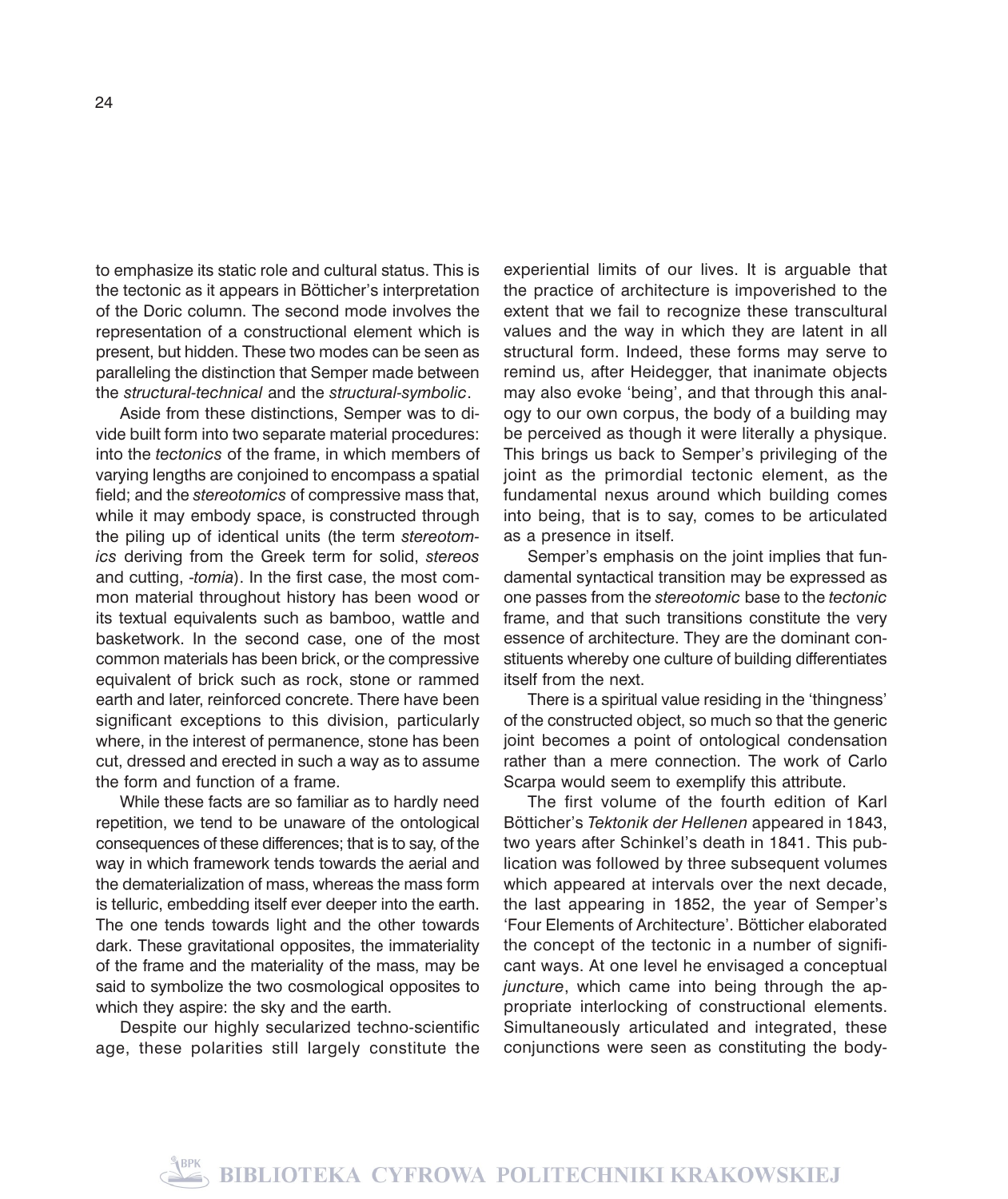to emphasize its static role and cultural status. This is the tectonic as it appears in Bötticher's interpretation of the Doric column. The second mode involves the representation of a constructional element which is present, but hidden. These two modes can be seen as paralleling the distinction that Semper made between the *structural-technical* and the *structural-symbolic*.

Aside from these distinctions, Semper was to divide built form into two separate material procedures: into the *tectonics* of the frame, in which members of varying lengths are conjoined to encompass a spatial field; and the *stereotomics* of compressive mass that, while it may embody space, is constructed through the piling up of identical units (the term *stereotomics* deriving from the Greek term for solid, *stereos* and cutting, *-tomia*). In the first case, the most common material throughout history has been wood or its textual equivalents such as bamboo, wattle and basketwork. In the second case, one of the most common materials has been brick, or the compressive equivalent of brick such as rock, stone or rammed earth and later, reinforced concrete. There have been significant exceptions to this division, particularly where, in the interest of permanence, stone has been cut, dressed and erected in such a way as to assume the form and function of a frame.

While these facts are so familiar as to hardly need repetition, we tend to be unaware of the ontological consequences of these differences; that is to say, of the way in which framework tends towards the aerial and the dematerialization of mass, whereas the mass form is telluric, embedding itself ever deeper into the earth. The one tends towards light and the other towards dark. These gravitational opposites, the immateriality of the frame and the materiality of the mass, may be said to symbolize the two cosmological opposites to which they aspire: the sky and the earth.

Despite our highly secularized techno-scientific age, these polarities still largely constitute the experiential limits of our lives. It is arguable that the practice of architecture is impoverished to the extent that we fail to recognize these transcultural values and the way in which they are latent in all structural form. Indeed, these forms may serve to remind us, after Heidegger, that inanimate objects may also evoke 'being', and that through this analogy to our own corpus, the body of a building may be perceived as though it were literally a physique. This brings us back to Semper's privileging of the joint as the primordial tectonic element, as the fundamental nexus around which building comes into being, that is to say, comes to be articulated as a presence in itself.

Semper's emphasis on the joint implies that fundamental syntactical transition may be expressed as one passes from the *stereotomic* base to the *tectonic* frame, and that such transitions constitute the very essence of architecture. They are the dominant constituents whereby one culture of building differentiates itself from the next.

There is a spiritual value residing in the 'thingness' of the constructed object, so much so that the generic joint becomes a point of ontological condensation rather than a mere connection. The work of Carlo Scarpa would seem to exemplify this attribute.

The first volume of the fourth edition of Karl Bötticher's *Tektonik der Hellenen* appeared in 1843, two years after Schinkel's death in 1841. This publication was followed by three subsequent volumes which appeared at intervals over the next decade, the last appearing in 1852, the year of Semper's 'Four Elements of Architecture'. Bötticher elaborated the concept of the tectonic in a number of significant ways. At one level he envisaged a conceptual *juncture*, which came into being through the appropriate interlocking of constructional elements. Simultaneously articulated and integrated, these conjunctions were seen as constituting the body-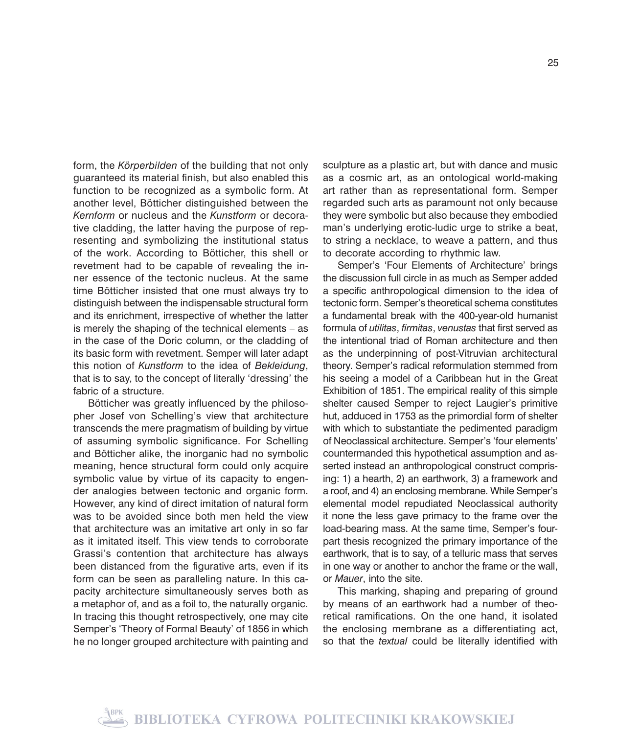form, the *Körperbilden* of the building that not only guaranteed its material finish, but also enabled this function to be recognized as a symbolic form. At another level, Bötticher distinguished between the *Kernform* or nucleus and the *Kunstform* or decorative cladding, the latter having the purpose of representing and symbolizing the institutional status of the work. According to Bötticher, this shell or revetment had to be capable of revealing the inner essence of the tectonic nucleus. At the same time Bötticher insisted that one must always try to distinguish between the indispensable structural form and its enrichment, irrespective of whether the latter is merely the shaping of the technical elements – as in the case of the Doric column, or the cladding of its basic form with revetment. Semper will later adapt this notion of *Kunstform* to the idea of *Bekleidung*, that is to say, to the concept of literally 'dressing' the fabric of a structure.

Bötticher was greatly influenced by the philosopher Josef von Schelling's view that architecture transcends the mere pragmatism of building by virtue of assuming symbolic significance. For Schelling and Bötticher alike, the inorganic had no symbolic meaning, hence structural form could only acquire symbolic value by virtue of its capacity to engender analogies between tectonic and organic form. However, any kind of direct imitation of natural form was to be avoided since both men held the view that architecture was an imitative art only in so far as it imitated itself. This view tends to corroborate Grassi's contention that architecture has always been distanced from the figurative arts, even if its form can be seen as paralleling nature. In this capacity architecture simultaneously serves both as a metaphor of, and as a foil to, the naturally organic. In tracing this thought retrospectively, one may cite Semper's 'Theory of Formal Beauty' of 1856 in which he no longer grouped architecture with painting and sculpture as a plastic art, but with dance and music as a cosmic art, as an ontological world-making art rather than as representational form. Semper regarded such arts as paramount not only because they were symbolic but also because they embodied man's underlying erotic-ludic urge to strike a beat, to string a necklace, to weave a pattern, and thus to decorate according to rhythmic law.

Semper's 'Four Elements of Architecture' brings the discussion full circle in as much as Semper added a specific anthropological dimension to the idea of tectonic form. Semper's theoretical schema constitutes a fundamental break with the 400-year-old humanist formula of *utilitas*, *firmitas*, *venustas* that first served as the intentional triad of Roman architecture and then as the underpinning of post-Vitruvian architectural theory. Semper's radical reformulation stemmed from his seeing a model of a Caribbean hut in the Great Exhibition of 1851. The empirical reality of this simple shelter caused Semper to reject Laugier's primitive hut, adduced in 1753 as the primordial form of shelter with which to substantiate the pedimented paradigm of Neoclassical architecture. Semper's 'four elements' countermanded this hypothetical assumption and asserted instead an anthropological construct comprising: 1) a hearth, 2) an earthwork, 3) a framework and a roof, and 4) an enclosing membrane. While Semper's elemental model repudiated Neoclassical authority it none the less gave primacy to the frame over the load-bearing mass. At the same time, Semper's four-part thesis recognized the primary importance of the earthwork, that is to say, of a telluric mass that serves in one way or another to anchor the frame or the wall, or *Mauer*, into the site.

This marking, shaping and preparing of ground by means of an earthwork had a number of theoretical ramifications. On the one hand, it isolated the enclosing membrane as a differentiating act, so that the *textual* could be literally identified with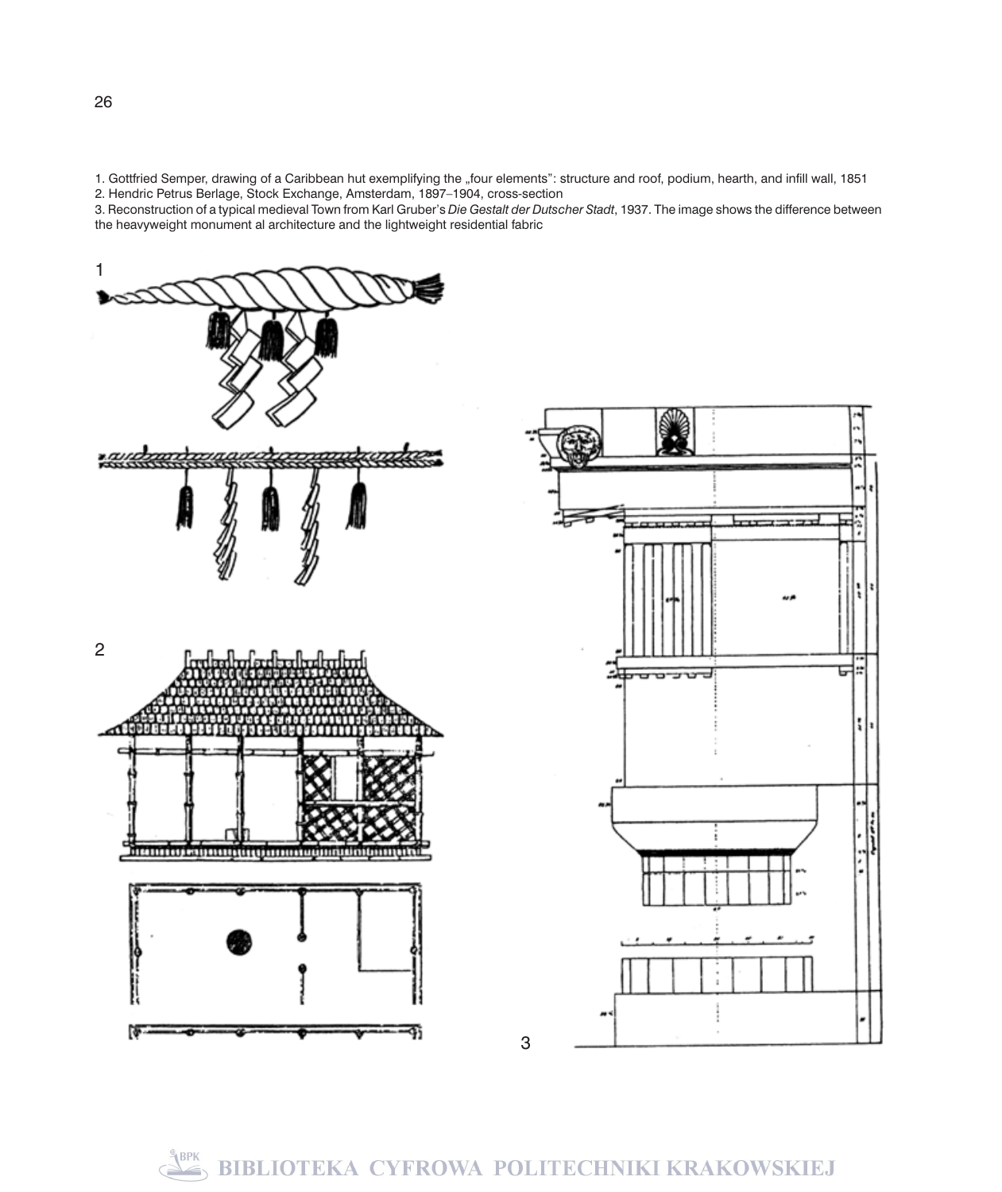1. Gottfried Semper, drawing of a Caribbean hut exemplifying the „four elements": structure and roof, podium, hearth, and infill wall, 1851
2. Hendric Petrus Berlage, Stock Exchange, Amsterdam, 1897–1904, cross-section
3. Reconstruction of a typical medieval Town from Karl Gruber's *Die Gestalt der Dutscher Stadt*, 1937. The image shows the difference between the heavyweight monument al architecture and the lightweight residential fabric

1

2

3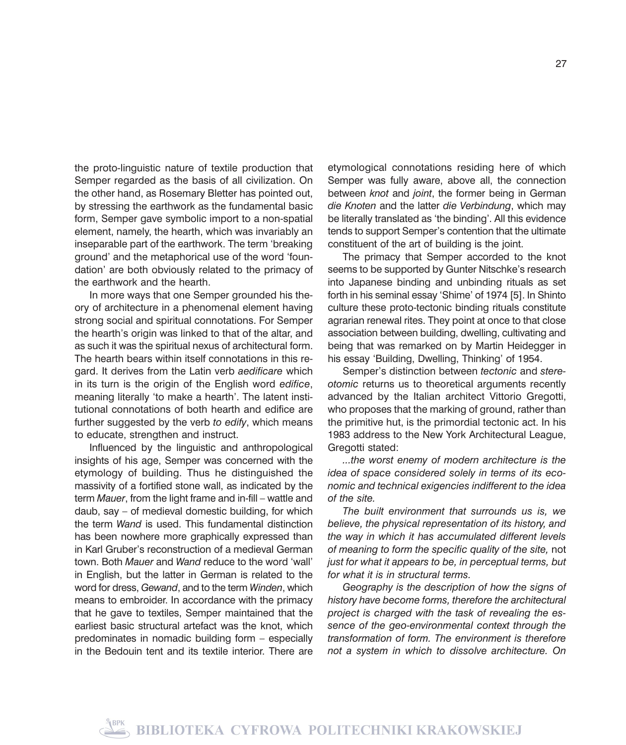the proto-linguistic nature of textile production that Semper regarded as the basis of all civilization. On the other hand, as Rosemary Bletter has pointed out, by stressing the earthwork as the fundamental basic form, Semper gave symbolic import to a non-spatial element, namely, the hearth, which was invariably an inseparable part of the earthwork. The term 'breaking ground' and the metaphorical use of the word 'foundation' are both obviously related to the primacy of the earthwork and the hearth.

In more ways that one Semper grounded his theory of architecture in a phenomenal element having strong social and spiritual connotations. For Semper the hearth's origin was linked to that of the altar, and as such it was the spiritual nexus of architectural form. The hearth bears within itself connotations in this regard. It derives from the Latin verb *aedificare* which in its turn is the origin of the English word *edifice*, meaning literally 'to make a hearth'. The latent institutional connotations of both hearth and edifice are further suggested by the verb *to edify*, which means to educate, strengthen and instruct.

Influenced by the linguistic and anthropological insights of his age, Semper was concerned with the etymology of building. Thus he distinguished the massivity of a fortified stone wall, as indicated by the term *Mauer*, from the light frame and in-fill – wattle and daub, say – of medieval domestic building, for which the term *Wand* is used. This fundamental distinction has been nowhere more graphically expressed than in Karl Gruber's reconstruction of a medieval German town. Both *Mauer* and *Wand* reduce to the word 'wall' in English, but the latter in German is related to the word for dress, *Gewand*, and to the term *Winden*, which means to embroider. In accordance with the primacy that he gave to textiles, Semper maintained that the earliest basic structural artefact was the knot, which predominates in nomadic building form – especially in the Bedouin tent and its textile interior. There are etymological connotations residing here of which Semper was fully aware, above all, the connection between *knot* and *joint*, the former being in German *die Knoten* and the latter *die Verbindung*, which may be literally translated as 'the binding'. All this evidence tends to support Semper's contention that the ultimate constituent of the art of building is the joint.

The primacy that Semper accorded to the knot seems to be supported by Gunter Nitschke's research into Japanese binding and unbinding rituals as set forth in his seminal essay 'Shime' of 1974 [5]. In Shinto culture these proto-tectonic binding rituals constitute agrarian renewal rites. They point at once to that close association between building, dwelling, cultivating and being that was remarked on by Martin Heidegger in his essay 'Building, Dwelling, Thinking' of 1954.

Semper's distinction between *tectonic* and *stereotomic* returns us to theoretical arguments recently advanced by the Italian architect Vittorio Gregotti, who proposes that the marking of ground, rather than the primitive hut, is the primordial tectonic act. In his 1983 address to the New York Architectural League, Gregotti stated:

*...the worst enemy of modern architecture is the idea of space considered solely in terms of its economic and technical exigencies indifferent to the idea of the site.*

*The built environment that surrounds us is, we believe, the physical representation of its history, and the way in which it has accumulated different levels of meaning to form the specific quality of the site,* not *just for what it appears to be, in perceptual terms, but for what it is in structural terms.*

*Geography is the description of how the signs of history have become forms, therefore the architectural project is charged with the task of revealing the essence of the geo-environmental context through the transformation of form. The environment is therefore not a system in which to dissolve architecture. On*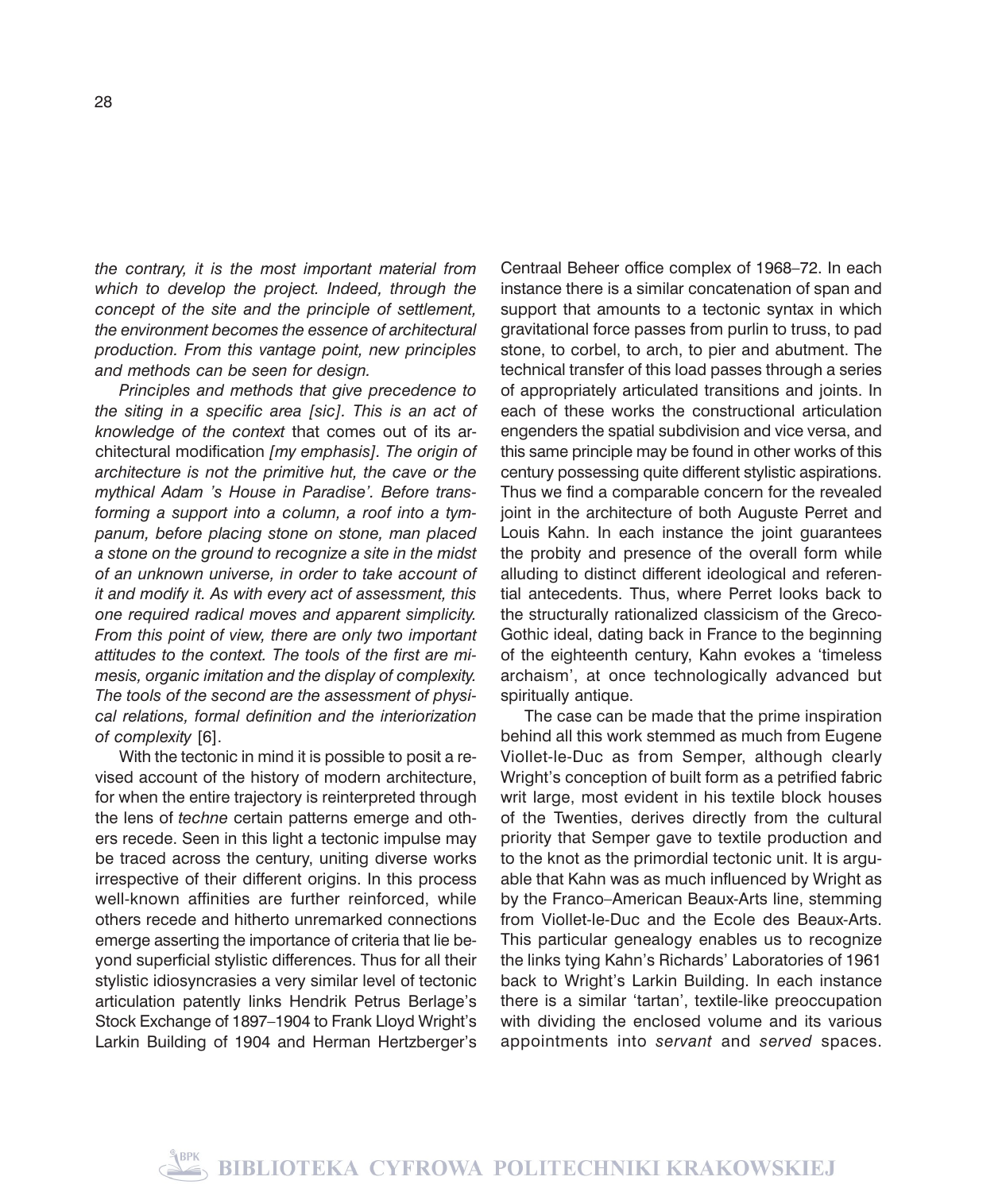*the contrary, it is the most important material from which to develop the project. Indeed, through the concept of the site and the principle of settlement, the environment becomes the essence of architectural production. From this vantage point, new principles and methods can be seen for design.*

*Principles and methods that give precedence to the siting in a specific area [sic]. This is an act of knowledge of the context* that comes out of its architectural modification *[my emphasis]. The origin of architecture is not the primitive hut, the cave or the mythical Adam 's House in Paradise'. Before transforming a support into a column, a roof into a tympanum, before placing stone on stone, man placed a stone on the ground to recognize a site in the midst of an unknown universe, in order to take account of it and modify it. As with every act of assessment, this one required radical moves and apparent simplicity. From this point of view, there are only two important attitudes to the context. The tools of the first are mimesis, organic imitation and the display of complexity. The tools of the second are the assessment of physical relations, formal definition and the interiorization of complexity* [6].

With the tectonic in mind it is possible to posit a revised account of the history of modern architecture, for when the entire trajectory is reinterpreted through the lens of *techne* certain patterns emerge and others recede. Seen in this light a tectonic impulse may be traced across the century, uniting diverse works irrespective of their different origins. In this process well-known affinities are further reinforced, while others recede and hitherto unremarked connections emerge asserting the importance of criteria that lie beyond superficial stylistic differences. Thus for all their stylistic idiosyncrasies a very similar level of tectonic articulation patently links Hendrik Petrus Berlage's Stock Exchange of 1897–1904 to Frank Lloyd Wright's Larkin Building of 1904 and Herman Hertzberger's Centraal Beheer office complex of 1968–72. In each instance there is a similar concatenation of span and support that amounts to a tectonic syntax in which gravitational force passes from purlin to truss, to pad stone, to corbel, to arch, to pier and abutment. The technical transfer of this load passes through a series of appropriately articulated transitions and joints. In each of these works the constructional articulation engenders the spatial subdivision and vice versa, and this same principle may be found in other works of this century possessing quite different stylistic aspirations. Thus we find a comparable concern for the revealed joint in the architecture of both Auguste Perret and Louis Kahn. In each instance the joint guarantees the probity and presence of the overall form while alluding to distinct different ideological and referential antecedents. Thus, where Perret looks back to the structurally rationalized classicism of the Greco-Gothic ideal, dating back in France to the beginning of the eighteenth century, Kahn evokes a 'timeless archaism', at once technologically advanced but spiritually antique.

The case can be made that the prime inspiration behind all this work stemmed as much from Eugene Viollet-le-Duc as from Semper, although clearly Wright's conception of built form as a petrified fabric writ large, most evident in his textile block houses of the Twenties, derives directly from the cultural priority that Semper gave to textile production and to the knot as the primordial tectonic unit. It is arguable that Kahn was as much influenced by Wright as by the Franco–American Beaux-Arts line, stemming from Viollet-le-Duc and the Ecole des Beaux-Arts. This particular genealogy enables us to recognize the links tying Kahn's Richards' Laboratories of 1961 back to Wright's Larkin Building. In each instance there is a similar 'tartan', textile-like preoccupation with dividing the enclosed volume and its various appointments into *servant* and *served* spaces.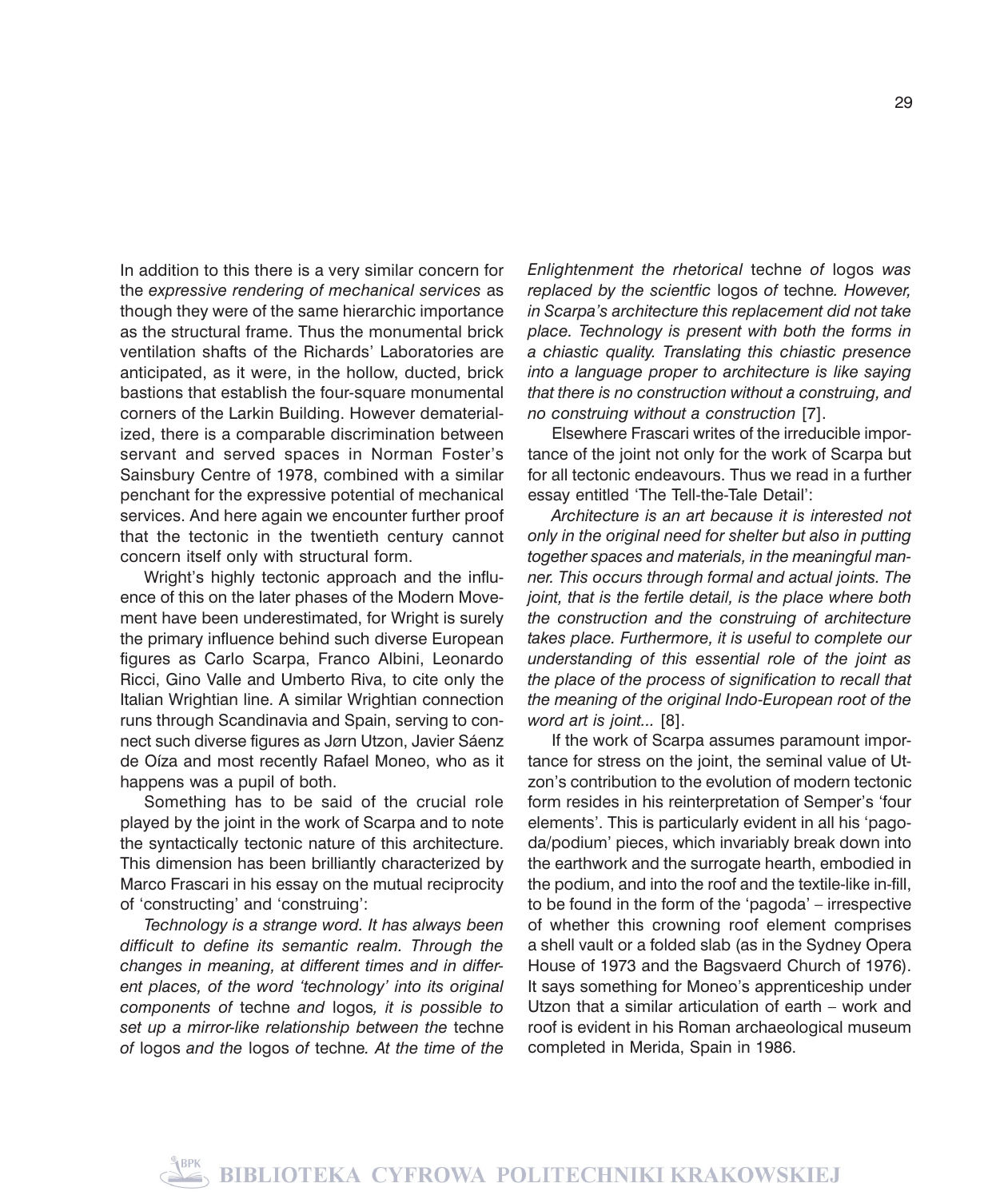In addition to this there is a very similar concern for the *expressive rendering of mechanical services* as though they were of the same hierarchic importance as the structural frame. Thus the monumental brick ventilation shafts of the Richards' Laboratories are anticipated, as it were, in the hollow, ducted, brick bastions that establish the four-square monumental corners of the Larkin Building. However dematerialized, there is a comparable discrimination between servant and served spaces in Norman Foster's Sainsbury Centre of 1978, combined with a similar penchant for the expressive potential of mechanical services. And here again we encounter further proof that the tectonic in the twentieth century cannot concern itself only with structural form.

Wright's highly tectonic approach and the influence of this on the later phases of the Modern Movement have been underestimated, for Wright is surely the primary influence behind such diverse European figures as Carlo Scarpa, Franco Albini, Leonardo Ricci, Gino Valle and Umberto Riva, to cite only the Italian Wrightian line. A similar Wrightian connection runs through Scandinavia and Spain, serving to connect such diverse figures as Jørn Utzon, Javier Sáenz de Oíza and most recently Rafael Moneo, who as it happens was a pupil of both.

Something has to be said of the crucial role played by the joint in the work of Scarpa and to note the syntactically tectonic nature of this architecture. This dimension has been brilliantly characterized by Marco Frascari in his essay on the mutual reciprocity of 'constructing' and 'construing':

*Technology is a strange word. It has always been difficult to define its semantic realm. Through the changes in meaning, at different times and in different places, of the word 'technology' into its original components of* techne *and* logos*, it is possible to set up a mirror-like relationship between the* techne *of* logos *and the* logos *of* techne*. At the time of the Enlightenment the rhetorical* techne *of* logos *was replaced by the scientfic* logos *of* techne*. However, in Scarpa's architecture this replacement did not take place. Technology is present with both the forms in a chiastic quality. Translating this chiastic presence into a language proper to architecture is like saying that there is no construction without a construing, and no construing without a construction* [7].

Elsewhere Frascari writes of the irreducible importance of the joint not only for the work of Scarpa but for all tectonic endeavours. Thus we read in a further essay entitled 'The Tell-the-Tale Detail':

*Architecture is an art because it is interested not only in the original need for shelter but also in putting together spaces and materials, in the meaningful manner. This occurs through formal and actual joints. The joint, that is the fertile detail, is the place where both the construction and the construing of architecture takes place. Furthermore, it is useful to complete our understanding of this essential role of the joint as the place of the process of signification to recall that the meaning of the original Indo-European root of the word art is joint...* [8].

If the work of Scarpa assumes paramount importance for stress on the joint, the seminal value of Utzon's contribution to the evolution of modern tectonic form resides in his reinterpretation of Semper's 'four elements'. This is particularly evident in all his 'pagoda/podium' pieces, which invariably break down into the earthwork and the surrogate hearth, embodied in the podium, and into the roof and the textile-like in-fill, to be found in the form of the 'pagoda' – irrespective of whether this crowning roof element comprises a shell vault or a folded slab (as in the Sydney Opera House of 1973 and the Bagsvaerd Church of 1976). It says something for Moneo's apprenticeship under Utzon that a similar articulation of earth – work and roof is evident in his Roman archaeological museum completed in Merida, Spain in 1986.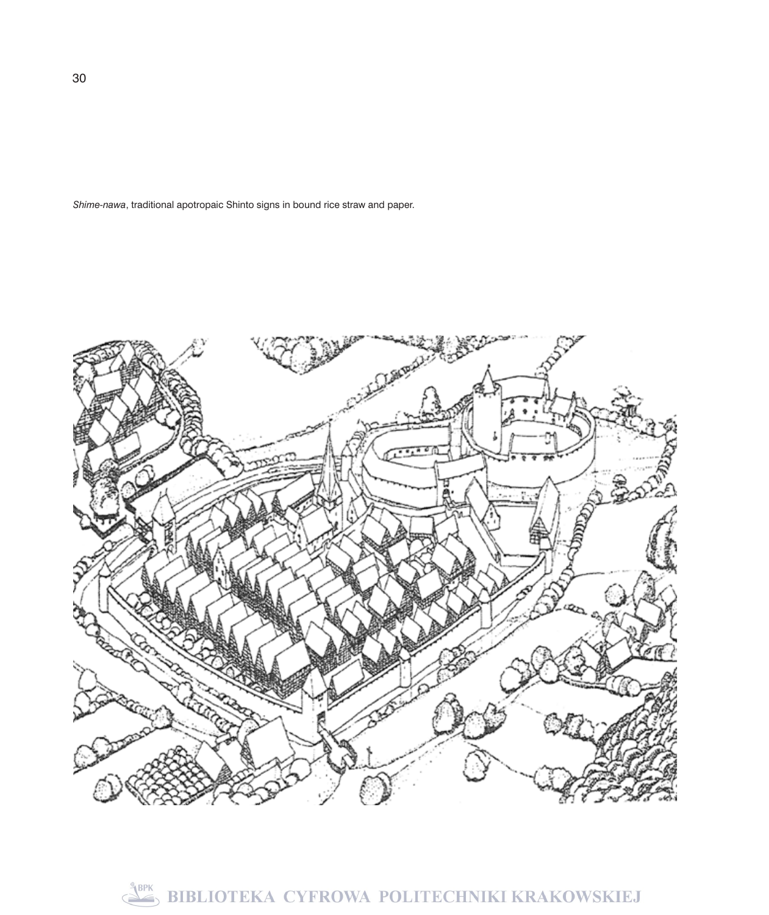*Shime-nawa*, traditional apotropaic Shinto signs in bound rice straw and paper.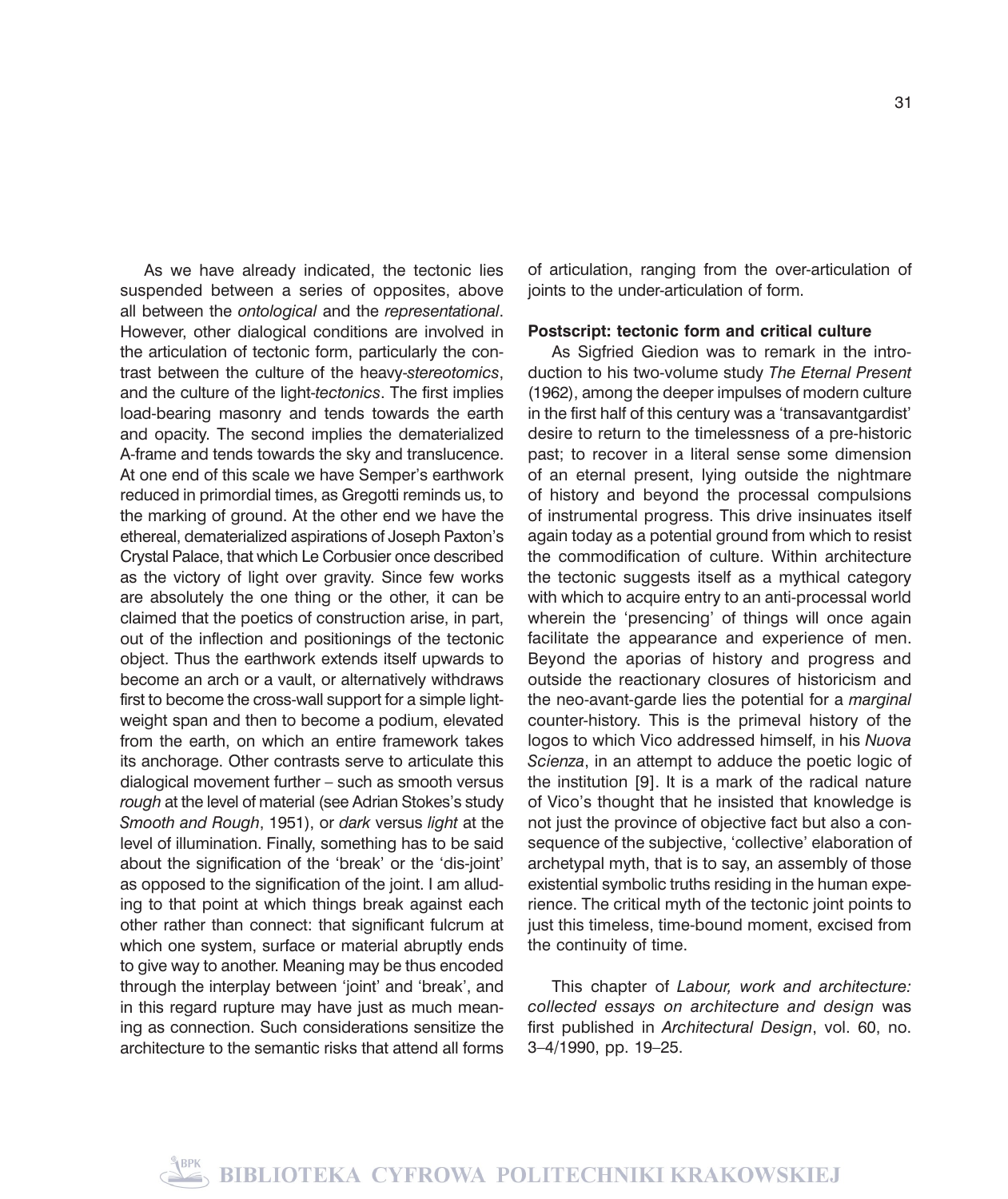As we have already indicated, the tectonic lies suspended between a series of opposites, above all between the *ontological* and the *representational*. However, other dialogical conditions are involved in the articulation of tectonic form, particularly the contrast between the culture of the heavy-*stereotomics*, and the culture of the light-*tectonics*. The first implies load-bearing masonry and tends towards the earth and opacity. The second implies the dematerialized A-frame and tends towards the sky and translucence. At one end of this scale we have Semper's earthwork reduced in primordial times, as Gregotti reminds us, to the marking of ground. At the other end we have the ethereal, dematerialized aspirations of Joseph Paxton's Crystal Palace, that which Le Corbusier once described as the victory of light over gravity. Since few works are absolutely the one thing or the other, it can be claimed that the poetics of construction arise, in part, out of the inflection and positionings of the tectonic object. Thus the earthwork extends itself upwards to become an arch or a vault, or alternatively withdraws first to become the cross-wall support for a simple lightweight span and then to become a podium, elevated from the earth, on which an entire framework takes its anchorage. Other contrasts serve to articulate this dialogical movement further – such as smooth versus *rough* at the level of material (see Adrian Stokes's study *Smooth and Rough*, 1951), or *dark* versus *light* at the level of illumination. Finally, something has to be said about the signification of the 'break' or the 'dis-joint' as opposed to the signification of the joint. I am alluding to that point at which things break against each other rather than connect: that significant fulcrum at which one system, surface or material abruptly ends to give way to another. Meaning may be thus encoded through the interplay between 'joint' and 'break', and in this regard rupture may have just as much meaning as connection. Such considerations sensitize the architecture to the semantic risks that attend all forms of articulation, ranging from the over-articulation of joints to the under-articulation of form.

## Postscript: tectonic form and critical culture

As Sigfried Giedion was to remark in the introduction to his two-volume study *The Eternal Present* (1962), among the deeper impulses of modern culture in the first half of this century was a 'transavantgardist' desire to return to the timelessness of a pre-historic past; to recover in a literal sense some dimension of an eternal present, lying outside the nightmare of history and beyond the processal compulsions of instrumental progress. This drive insinuates itself again today as a potential ground from which to resist the commodification of culture. Within architecture the tectonic suggests itself as a mythical category with which to acquire entry to an anti-processal world wherein the 'presencing' of things will once again facilitate the appearance and experience of men. Beyond the aporias of history and progress and outside the reactionary closures of historicism and the neo-avant-garde lies the potential for a *marginal* counter-history. This is the primeval history of the logos to which Vico addressed himself, in his *Nuova Scienza*, in an attempt to adduce the poetic logic of the institution [9]. It is a mark of the radical nature of Vico's thought that he insisted that knowledge is not just the province of objective fact but also a consequence of the subjective, 'collective' elaboration of archetypal myth, that is to say, an assembly of those existential symbolic truths residing in the human experience. The critical myth of the tectonic joint points to just this timeless, time-bound moment, excised from the continuity of time.

This chapter of *Labour, work and architecture: collected essays on architecture and design* was first published in *Architectural Design*, vol. 60, no. 3–4/1990, pp. 19–25.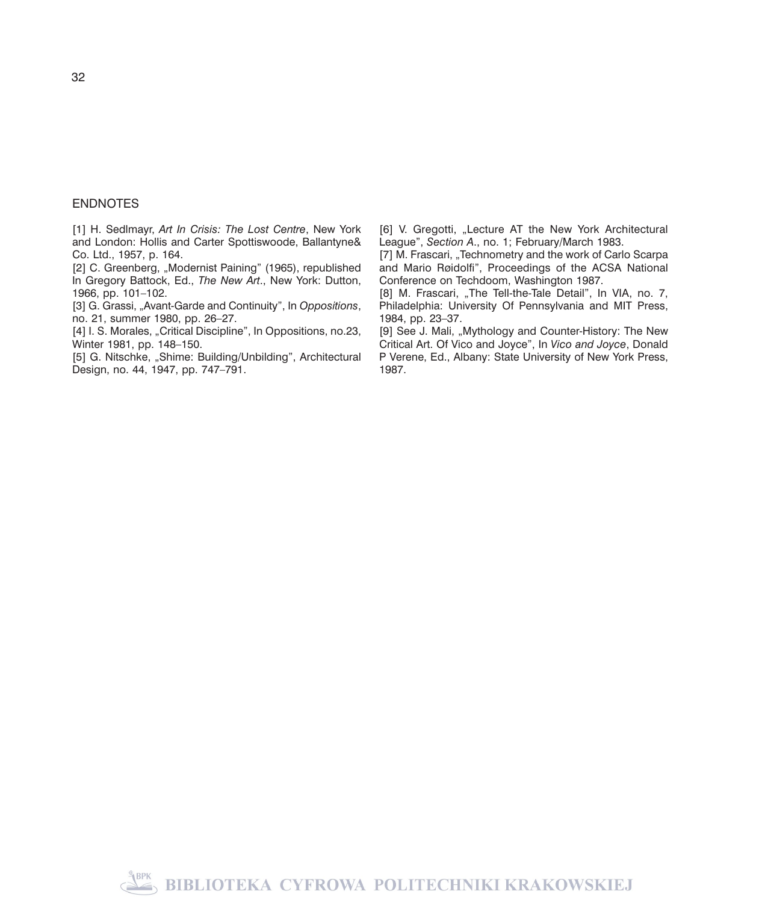## ENDNOTES

[1] H. Sedlmayr, *Art In Crisis: The Lost Centre*, New York and London: Hollis and Carter Spottiswoode, Ballantyne& Co. Ltd., 1957, p. 164.

[2] C. Greenberg, „Modernist Paining" (1965), republished In Gregory Battock, Ed., *The New Art*., New York: Dutton, 1966, pp. 101–102.

[3] G. Grassi, „Avant-Garde and Continuity", In *Oppositions*, no. 21, summer 1980, pp. 26–27.

[4] I. S. Morales, „Critical Discipline", In Oppositions, no.23, Winter 1981, pp. 148–150.

[5] G. Nitschke, „Shime: Building/Unbilding", Architectural Design, no. 44, 1947, pp. 747–791.

[6] V. Gregotti, „Lecture AT the New York Architectural League", *Section A*., no. 1; February/March 1983.

[7] M. Frascari, „Technometry and the work of Carlo Scarpa and Mario Røidolfi", Proceedings of the ACSA National Conference on Techdoom, Washington 1987.

[8] M. Frascari, „The Tell-the-Tale Detail", In VIA, no. 7, Philadelphia: University Of Pennsylvania and MIT Press, 1984, pp. 23–37.

[9] See J. Mali, „Mythology and Counter-History: The New Critical Art. Of Vico and Joyce", In *Vico and Joyce*, Donald P Verene, Ed., Albany: State University of New York Press, 1987.